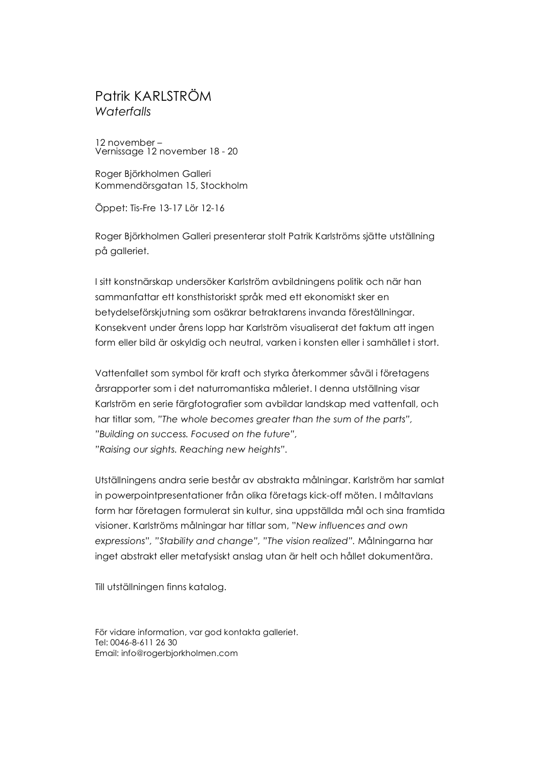# Patrik KARLSTRÖM
*Waterfalls*

12 november –
Vernissage 12 november 18 - 20

Roger Björkholmen Galleri
Kommendörsgatan 15, Stockholm

Öppet: Tis-Fre 13-17 Lör 12-16

Roger Björkholmen Galleri presenterar stolt Patrik Karlströms sjätte utställning på galleriet.

I sitt konstnärskap undersöker Karlström avbildningens politik och när han sammanfattar ett konsthistoriskt språk med ett ekonomiskt sker en betydelseförskjutning som osäkrar betraktarens invanda föreställningar. Konsekvent under årens lopp har Karlström visualiserat det faktum att ingen form eller bild är oskyldig och neutral, varken i konsten eller i samhället i stort.

Vattenfallet som symbol för kraft och styrka återkommer såväl i företagens årsrapporter som i det naturromantiska måleriet. I denna utställning visar Karlström en serie färgfotografier som avbildar landskap med vattenfall, och har titlar som, *"The whole becomes greater than the sum of the parts", "Building on success. Focused on the future", "Raising our sights. Reaching new heights"*.

Utställningens andra serie består av abstrakta målningar. Karlström har samlat in powerpointpresentationer från olika företags kick-off möten. I måltavlans form har företagen formulerat sin kultur, sina uppställda mål och sina framtida visioner. Karlströms målningar har titlar som, *"New influences and own expressions", "Stability and change", "The vision realized".* Målningarna har inget abstrakt eller metafysiskt anslag utan är helt och hållet dokumentära.

Till utställningen finns katalog.

För vidare information, var god kontakta galleriet.
Tel: 0046-8-611 26 30
Email: info@rogerbjorkholmen.com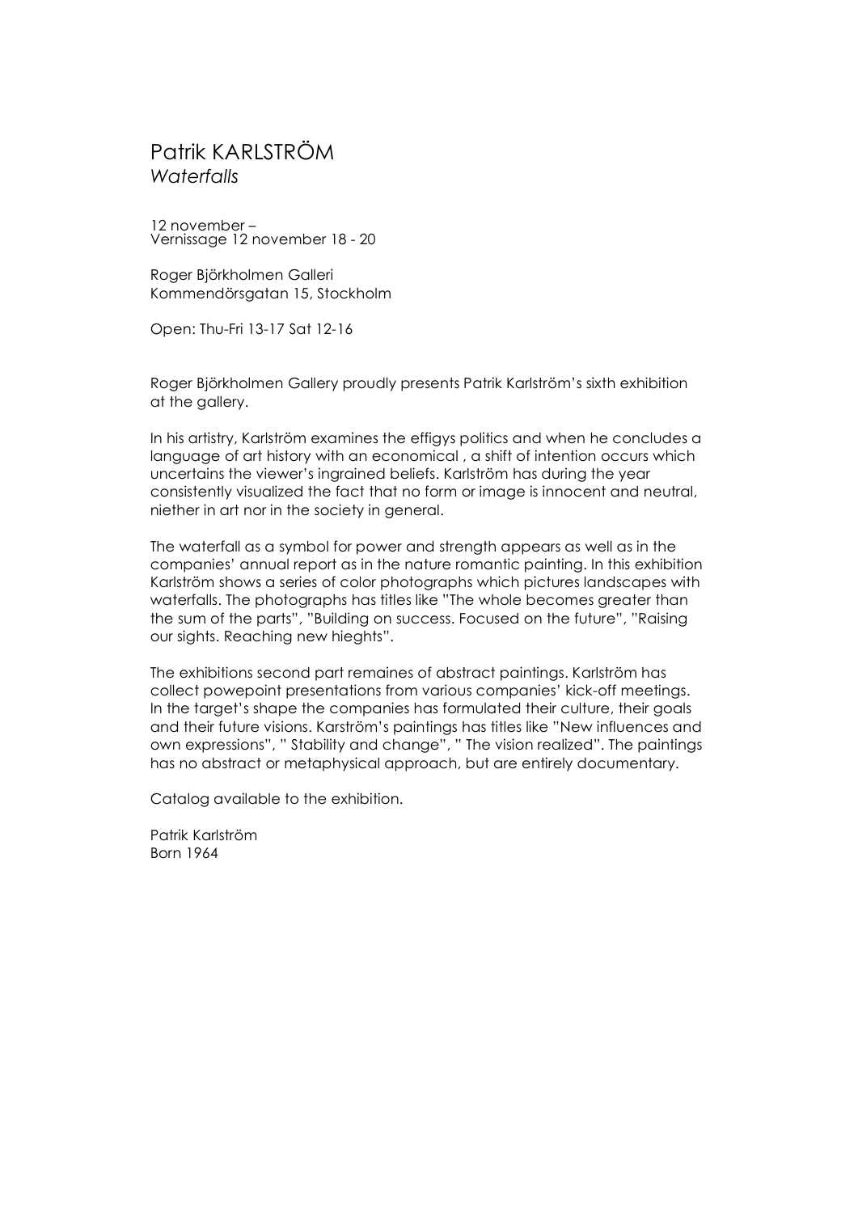# Patrik KARLSTRÖM
*Waterfalls*

12 november –
Vernissage 12 november 18 - 20

Roger Björkholmen Galleri
Kommendörsgatan 15, Stockholm

Open: Thu-Fri 13-17 Sat 12-16

Roger Björkholmen Gallery proudly presents Patrik Karlström's sixth exhibition at the gallery.

In his artistry, Karlström examines the effigys politics and when he concludes a language of art history with an economical , a shift of intention occurs which uncertains the viewer's ingrained beliefs. Karlström has during the year consistently visualized the fact that no form or image is innocent and neutral, niether in art nor in the society in general.

The waterfall as a symbol for power and strength appears as well as in the companies' annual report as in the nature romantic painting. In this exhibition Karlström shows a series of color photographs which pictures landscapes with waterfalls. The photographs has titles like "The whole becomes greater than the sum of the parts", "Building on success. Focused on the future", "Raising our sights. Reaching new hieghts".

The exhibitions second part remaines of abstract paintings. Karlström has collect powepoint presentations from various companies' kick-off meetings. In the target's shape the companies has formulated their culture, their goals and their future visions. Karström's paintings has titles like "New influences and own expressions", " Stability and change", " The vision realized". The paintings has no abstract or metaphysical approach, but are entirely documentary.

Catalog available to the exhibition.

Patrik Karlström
Born 1964